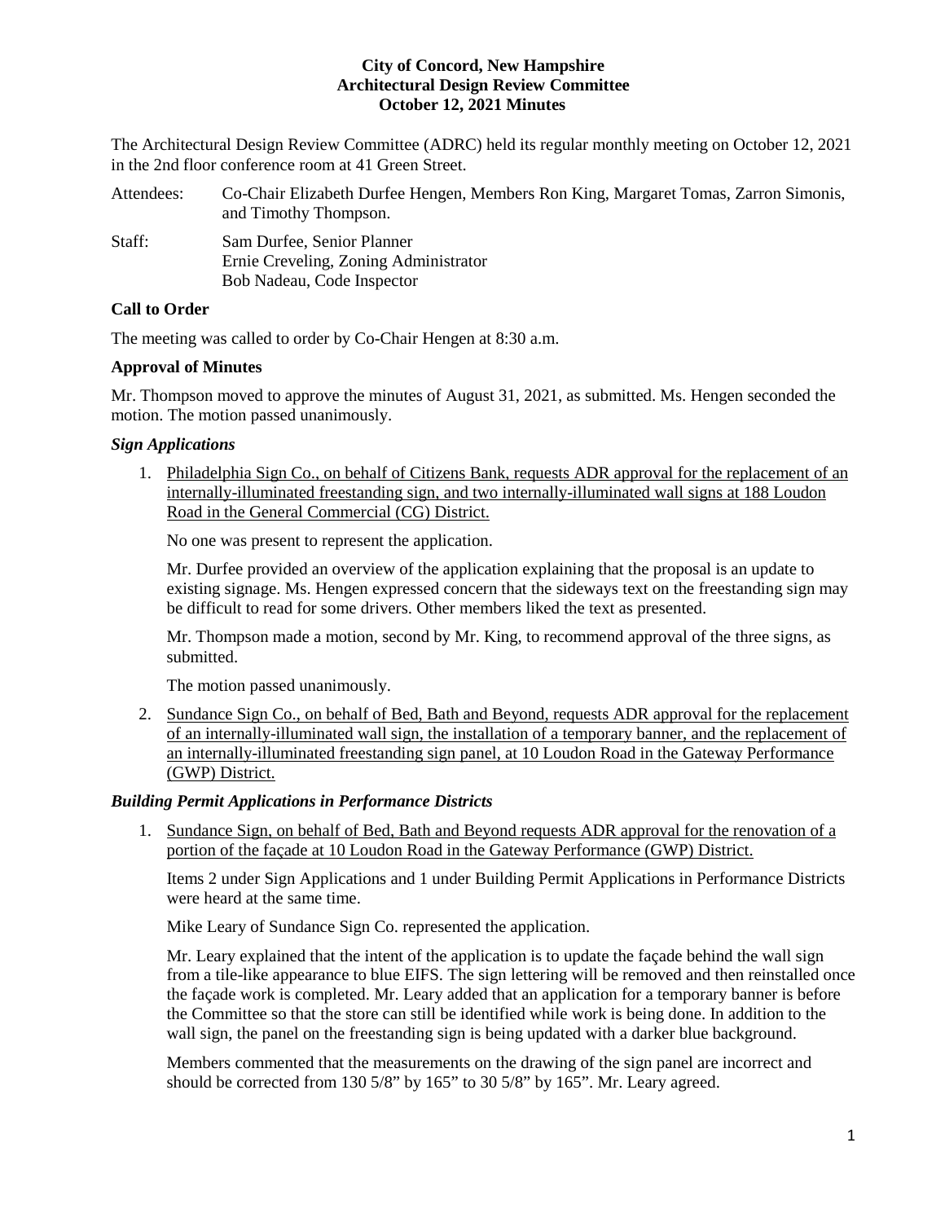**City of Concord, New Hampshire**
**Architectural Design Review Committee**
**October 12, 2021 Minutes**

The Architectural Design Review Committee (ADRC) held its regular monthly meeting on October 12, 2021 in the 2nd floor conference room at 41 Green Street.

Attendees: Co-Chair Elizabeth Durfee Hengen, Members Ron King, Margaret Tomas, Zarron Simonis, and Timothy Thompson.

Staff: Sam Durfee, Senior Planner
Ernie Creveling, Zoning Administrator
Bob Nadeau, Code Inspector

**Call to Order**

The meeting was called to order by Co-Chair Hengen at 8:30 a.m.

**Approval of Minutes**

Mr. Thompson moved to approve the minutes of August 31, 2021, as submitted. Ms. Hengen seconded the motion. The motion passed unanimously.

***Sign Applications***

1. Philadelphia Sign Co., on behalf of Citizens Bank, requests ADR approval for the replacement of an internally-illuminated freestanding sign, and two internally-illuminated wall signs at 188 Loudon Road in the General Commercial (CG) District.

   No one was present to represent the application.

   Mr. Durfee provided an overview of the application explaining that the proposal is an update to existing signage. Ms. Hengen expressed concern that the sideways text on the freestanding sign may be difficult to read for some drivers. Other members liked the text as presented.

   Mr. Thompson made a motion, second by Mr. King, to recommend approval of the three signs, as submitted.

   The motion passed unanimously.

2. Sundance Sign Co., on behalf of Bed, Bath and Beyond, requests ADR approval for the replacement of an internally-illuminated wall sign, the installation of a temporary banner, and the replacement of an internally-illuminated freestanding sign panel, at 10 Loudon Road in the Gateway Performance (GWP) District.

***Building Permit Applications in Performance Districts***

1. Sundance Sign, on behalf of Bed, Bath and Beyond requests ADR approval for the renovation of a portion of the façade at 10 Loudon Road in the Gateway Performance (GWP) District.

   Items 2 under Sign Applications and 1 under Building Permit Applications in Performance Districts were heard at the same time.

   Mike Leary of Sundance Sign Co. represented the application.

   Mr. Leary explained that the intent of the application is to update the façade behind the wall sign from a tile-like appearance to blue EIFS. The sign lettering will be removed and then reinstalled once the façade work is completed. Mr. Leary added that an application for a temporary banner is before the Committee so that the store can still be identified while work is being done. In addition to the wall sign, the panel on the freestanding sign is being updated with a darker blue background.

   Members commented that the measurements on the drawing of the sign panel are incorrect and should be corrected from 130 5/8" by 165" to 30 5/8" by 165". Mr. Leary agreed.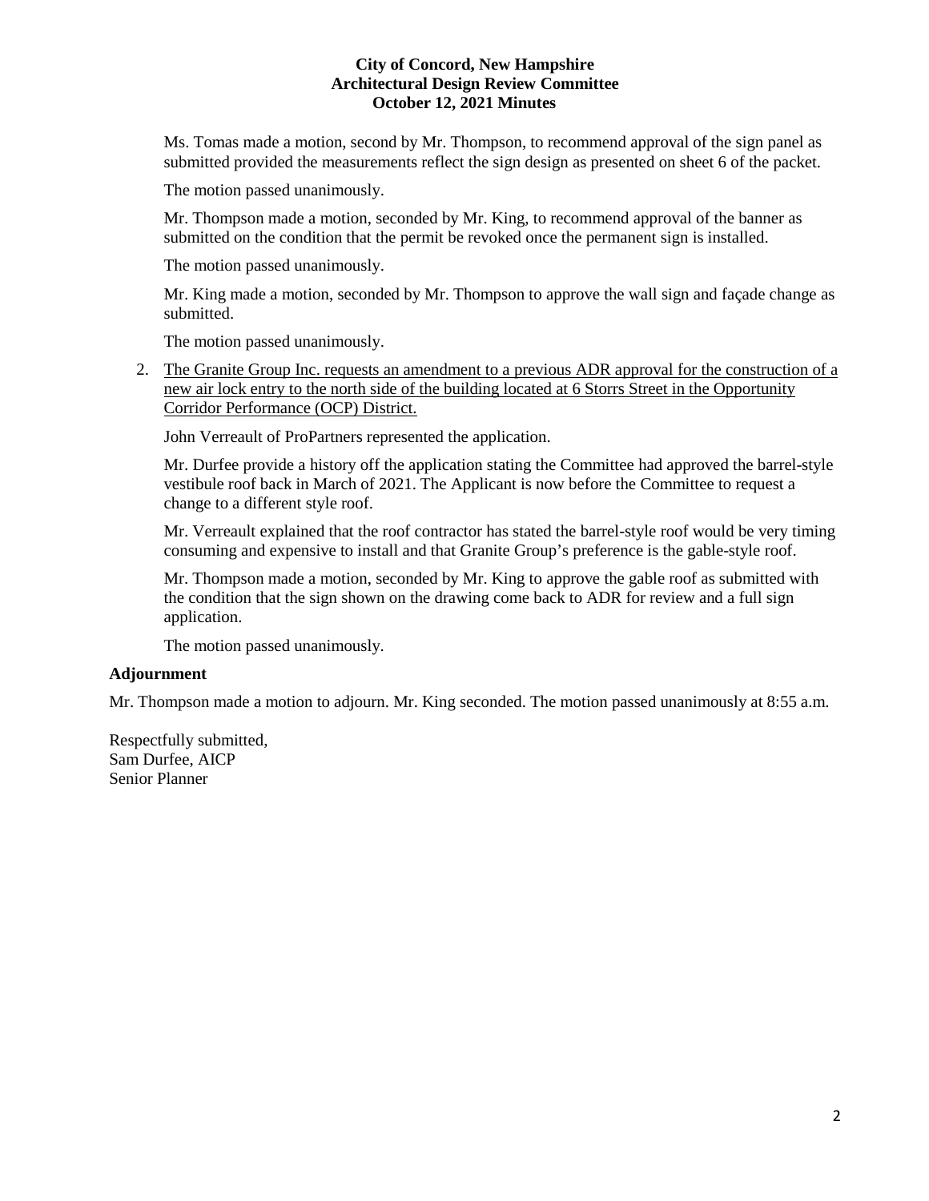Ms. Tomas made a motion, second by Mr. Thompson, to recommend approval of the sign panel as submitted provided the measurements reflect the sign design as presented on sheet 6 of the packet.

The motion passed unanimously.

Mr. Thompson made a motion, seconded by Mr. King, to recommend approval of the banner as submitted on the condition that the permit be revoked once the permanent sign is installed.

The motion passed unanimously.

Mr. King made a motion, seconded by Mr. Thompson to approve the wall sign and façade change as submitted.

The motion passed unanimously.

2. The Granite Group Inc. requests an amendment to a previous ADR approval for the construction of a new air lock entry to the north side of the building located at 6 Storrs Street in the Opportunity Corridor Performance (OCP) District.

   John Verreault of ProPartners represented the application.

   Mr. Durfee provide a history off the application stating the Committee had approved the barrel-style vestibule roof back in March of 2021. The Applicant is now before the Committee to request a change to a different style roof.

   Mr. Verreault explained that the roof contractor has stated the barrel-style roof would be very timing consuming and expensive to install and that Granite Group's preference is the gable-style roof.

   Mr. Thompson made a motion, seconded by Mr. King to approve the gable roof as submitted with the condition that the sign shown on the drawing come back to ADR for review and a full sign application.

   The motion passed unanimously.

## Adjournment

Mr. Thompson made a motion to adjourn. Mr. King seconded. The motion passed unanimously at 8:55 a.m.

Respectfully submitted,
Sam Durfee, AICP
Senior Planner